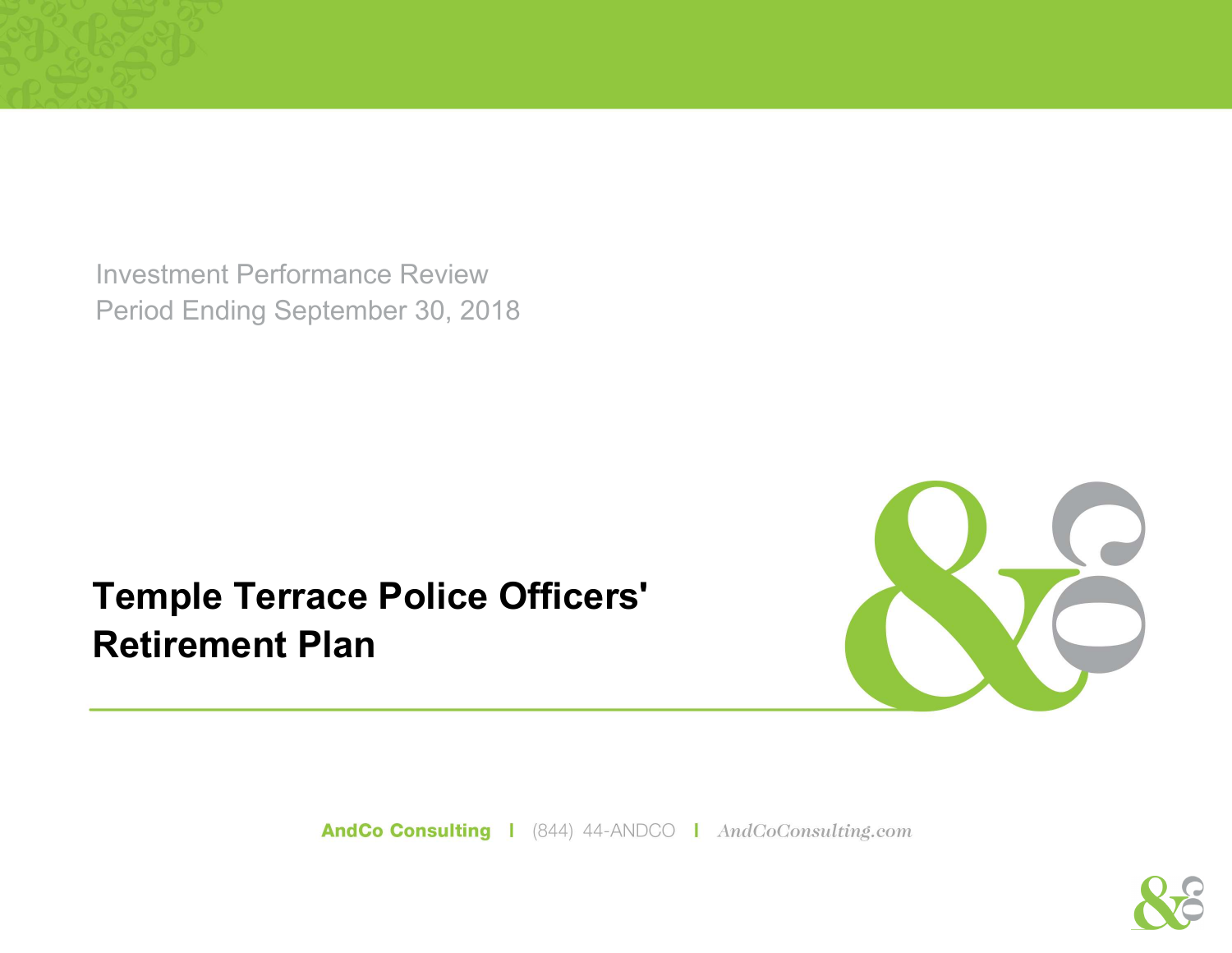Investment Performance Review
Period Ending September 30, 2018

# Temple Terrace Police Officers' Retirement Plan

**AndCo Consulting** | (844) 44-ANDCO | *AndCoConsulting.com*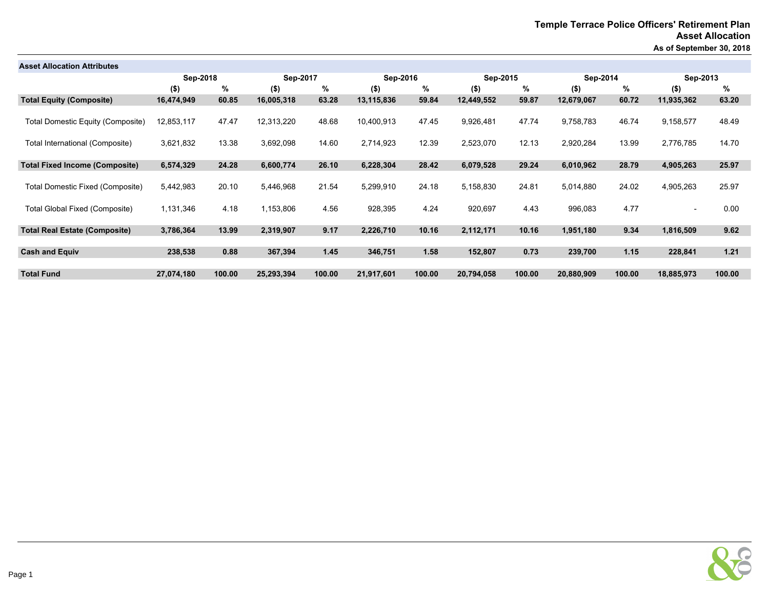# Temple Terrace Police Officers' Retirement Plan
## Asset Allocation
### As of September 30, 2018

| Asset Allocation Attributes | Sep-2018 | | Sep-2017 | | Sep-2016 | | Sep-2015 | | Sep-2014 | | Sep-2013 | |
|---|---|---|---|---|---|---|---|---|---|---|---|---|
| | ($) | % | ($) | % | ($) | % | ($) | % | ($) | % | ($) | % |
| **Total Equity (Composite)** | **16,474,949** | **60.85** | **16,005,318** | **63.28** | **13,115,836** | **59.84** | **12,449,552** | **59.87** | **12,679,067** | **60.72** | **11,935,362** | **63.20** |
| Total Domestic Equity (Composite) | 12,853,117 | 47.47 | 12,313,220 | 48.68 | 10,400,913 | 47.45 | 9,926,481 | 47.74 | 9,758,783 | 46.74 | 9,158,577 | 48.49 |
| Total International (Composite) | 3,621,832 | 13.38 | 3,692,098 | 14.60 | 2,714,923 | 12.39 | 2,523,070 | 12.13 | 2,920,284 | 13.99 | 2,776,785 | 14.70 |
| **Total Fixed Income (Composite)** | **6,574,329** | **24.28** | **6,600,774** | **26.10** | **6,228,304** | **28.42** | **6,079,528** | **29.24** | **6,010,962** | **28.79** | **4,905,263** | **25.97** |
| Total Domestic Fixed (Composite) | 5,442,983 | 20.10 | 5,446,968 | 21.54 | 5,299,910 | 24.18 | 5,158,830 | 24.81 | 5,014,880 | 24.02 | 4,905,263 | 25.97 |
| Total Global Fixed (Composite) | 1,131,346 | 4.18 | 1,153,806 | 4.56 | 928,395 | 4.24 | 920,697 | 4.43 | 996,083 | 4.77 | - | 0.00 |
| **Total Real Estate (Composite)** | **3,786,364** | **13.99** | **2,319,907** | **9.17** | **2,226,710** | **10.16** | **2,112,171** | **10.16** | **1,951,180** | **9.34** | **1,816,509** | **9.62** |
| **Cash and Equiv** | **238,538** | **0.88** | **367,394** | **1.45** | **346,751** | **1.58** | **152,807** | **0.73** | **239,700** | **1.15** | **228,841** | **1.21** |
| **Total Fund** | **27,074,180** | **100.00** | **25,293,394** | **100.00** | **21,917,601** | **100.00** | **20,794,058** | **100.00** | **20,880,909** | **100.00** | **18,885,973** | **100.00** |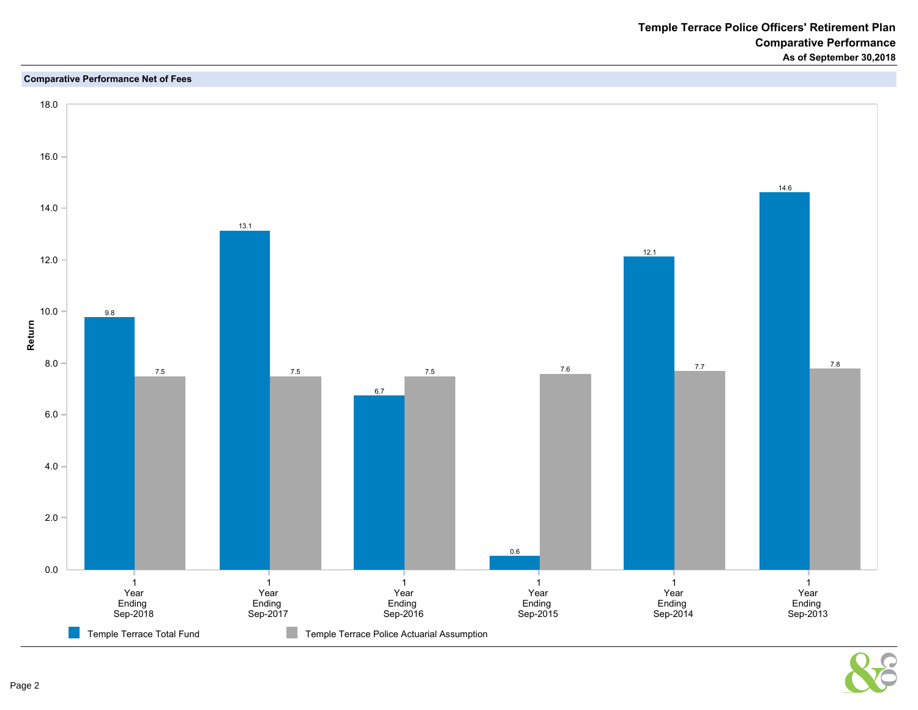# Temple Terrace Police Officers' Retirement Plan
## Comparative Performance
**As of September 30,2018**

**Comparative Performance Net of Fees**

18.0
16.0
14.0
12.0
10.0
8.0
6.0
4.0
2.0
0.0

Return

9.8
7.5
13.1
7.5
6.7
7.5
0.6
7.6
12.1
7.7
14.6
7.8

1 Year Ending Sep-2018
1 Year Ending Sep-2017
1 Year Ending Sep-2016
1 Year Ending Sep-2015
1 Year Ending Sep-2014
1 Year Ending Sep-2013

Temple Terrace Total Fund
Temple Terrace Police Actuarial Assumption